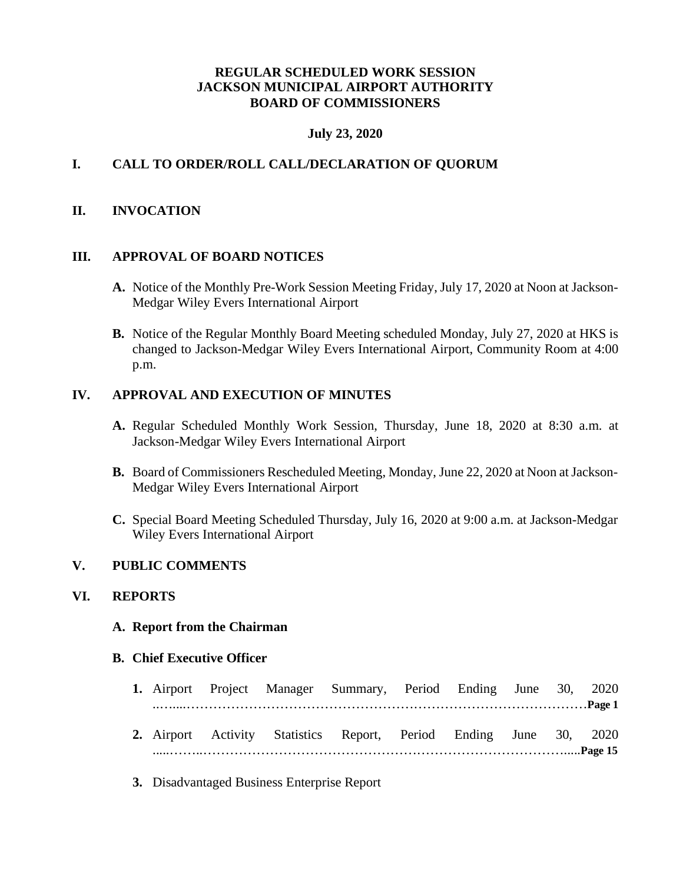**REGULAR SCHEDULED WORK SESSION**
**JACKSON MUNICIPAL AIRPORT AUTHORITY**
**BOARD OF COMMISSIONERS**

**July 23, 2020**

## I. CALL TO ORDER/ROLL CALL/DECLARATION OF QUORUM

## II. INVOCATION

## III. APPROVAL OF BOARD NOTICES

**A.** Notice of the Monthly Pre-Work Session Meeting Friday, July 17, 2020 at Noon at Jackson-Medgar Wiley Evers International Airport

**B.** Notice of the Regular Monthly Board Meeting scheduled Monday, July 27, 2020 at HKS is changed to Jackson-Medgar Wiley Evers International Airport, Community Room at 4:00 p.m.

## IV. APPROVAL AND EXECUTION OF MINUTES

**A.** Regular Scheduled Monthly Work Session, Thursday, June 18, 2020 at 8:30 a.m. at Jackson-Medgar Wiley Evers International Airport

**B.** Board of Commissioners Rescheduled Meeting, Monday, June 22, 2020 at Noon at Jackson-Medgar Wiley Evers International Airport

**C.** Special Board Meeting Scheduled Thursday, July 16, 2020 at 9:00 a.m. at Jackson-Medgar Wiley Evers International Airport

## V. PUBLIC COMMENTS

## VI. REPORTS

### A. Report from the Chairman

### B. Chief Executive Officer

1. Airport Project Manager Summary, Period Ending June 30, 2020 ……………………………………………………………………………………**Page 1**

2. Airport Activity Statistics Report, Period Ending June 30, 2020 ……………………………………………………………………………………**Page 15**

3. Disadvantaged Business Enterprise Report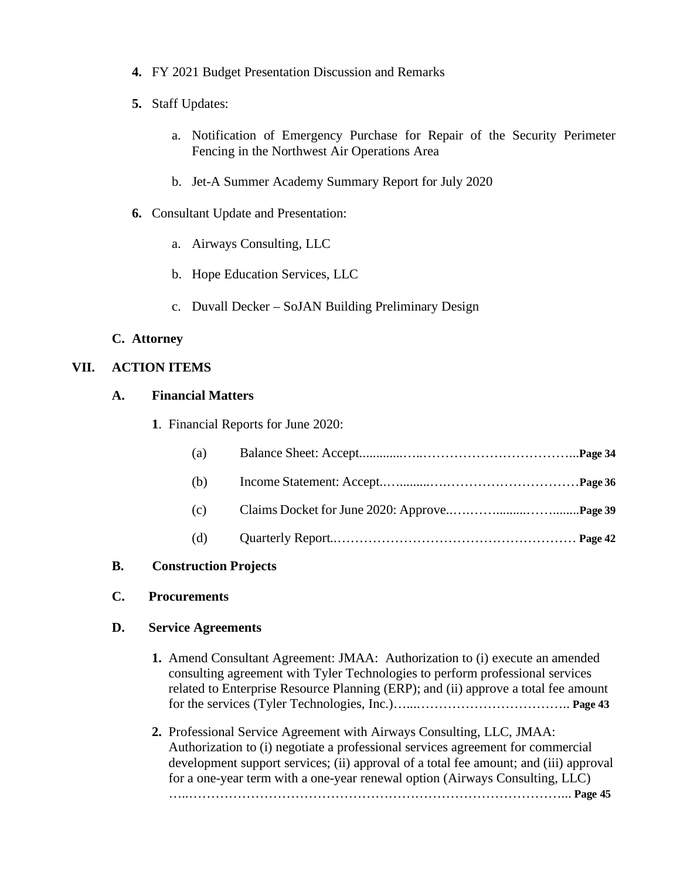**4.** FY 2021 Budget Presentation Discussion and Remarks

**5.** Staff Updates:

a. Notification of Emergency Purchase for Repair of the Security Perimeter Fencing in the Northwest Air Operations Area

b. Jet-A Summer Academy Summary Report for July 2020

**6.** Consultant Update and Presentation:

a. Airways Consulting, LLC

b. Hope Education Services, LLC

c. Duvall Decker – SoJAN Building Preliminary Design

**C. Attorney**

## VII. ACTION ITEMS

### A. Financial Matters

**1**. Financial Reports for June 2020:

(a) Balance Sheet: Accept............……………………………….. **Page 34**

(b) Income Statement: Accept..…..........……………………………**Page 36**

(c) Claims Docket for June 2020: Approve..…..……..........……........**Page 39**

(d) Quarterly Report..……………………………………………… **Page 42**

### B. Construction Projects

### C. Procurements

### D. Service Agreements

**1.** Amend Consultant Agreement: JMAA: Authorization to (i) execute an amended consulting agreement with Tyler Technologies to perform professional services related to Enterprise Resource Planning (ERP); and (ii) approve a total fee amount for the services (Tyler Technologies, Inc.)…...……………………………. **Page 43**

**2.** Professional Service Agreement with Airways Consulting, LLC, JMAA: Authorization to (i) negotiate a professional services agreement for commercial development support services; (ii) approval of a total fee amount; and (iii) approval for a one-year term with a one-year renewal option (Airways Consulting, LLC) …..…………………………………………………………………………... **Page 45**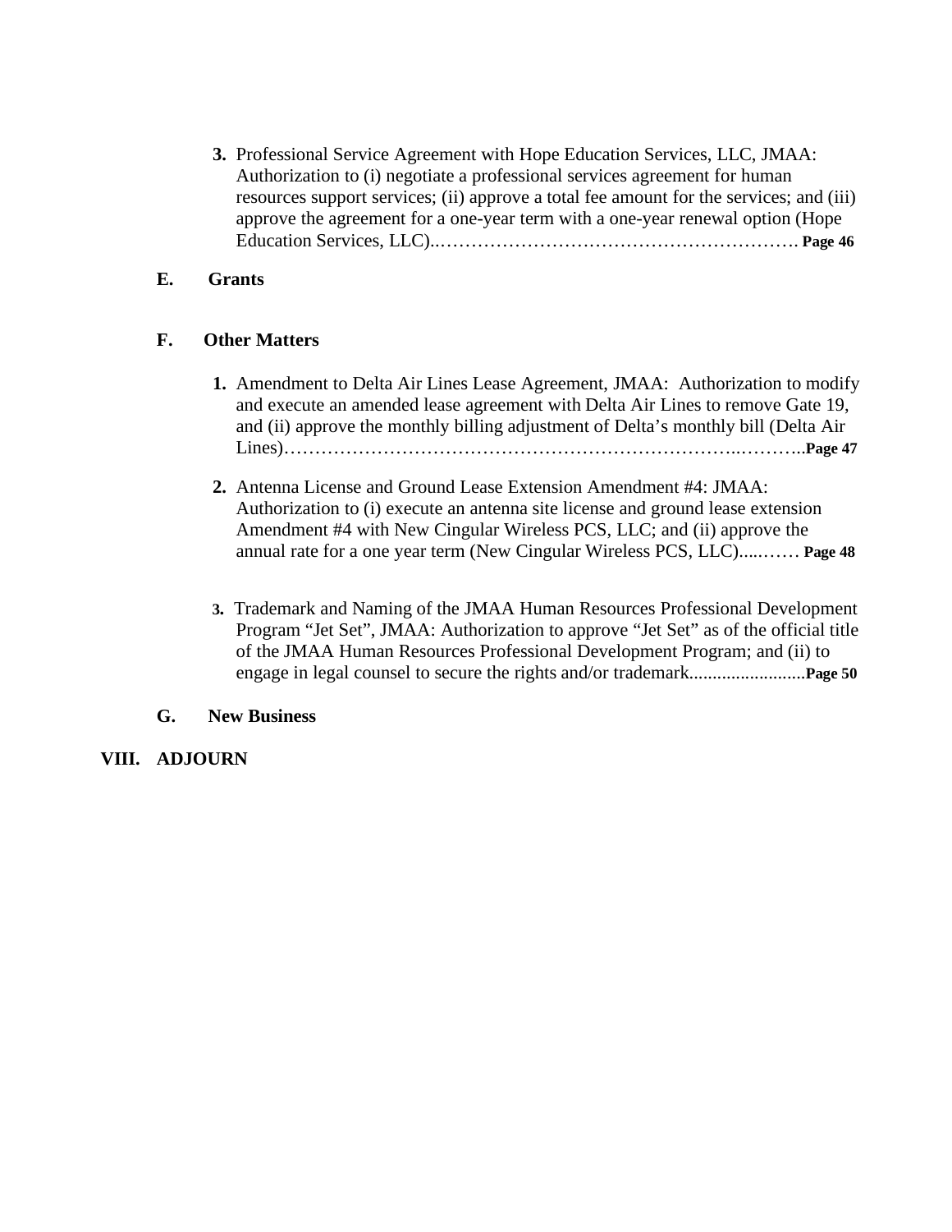3. Professional Service Agreement with Hope Education Services, LLC, JMAA: Authorization to (i) negotiate a professional services agreement for human resources support services; (ii) approve a total fee amount for the services; and (iii) approve the agreement for a one-year term with a one-year renewal option (Hope Education Services, LLC)..…………………………………………………. **Page 46**

**E. Grants**

**F. Other Matters**

1. Amendment to Delta Air Lines Lease Agreement, JMAA: Authorization to modify and execute an amended lease agreement with Delta Air Lines to remove Gate 19, and (ii) approve the monthly billing adjustment of Delta's monthly bill (Delta Air Lines)……………………………………………………………..………..**Page 47**

2. Antenna License and Ground Lease Extension Amendment #4: JMAA: Authorization to (i) execute an antenna site license and ground lease extension Amendment #4 with New Cingular Wireless PCS, LLC; and (ii) approve the annual rate for a one year term (New Cingular Wireless PCS, LLC).....…… **Page 48**

3. Trademark and Naming of the JMAA Human Resources Professional Development Program "Jet Set", JMAA: Authorization to approve "Jet Set" as of the official title of the JMAA Human Resources Professional Development Program; and (ii) to engage in legal counsel to secure the rights and/or trademark........................**Page 50**

**G. New Business**

**VIII. ADJOURN**